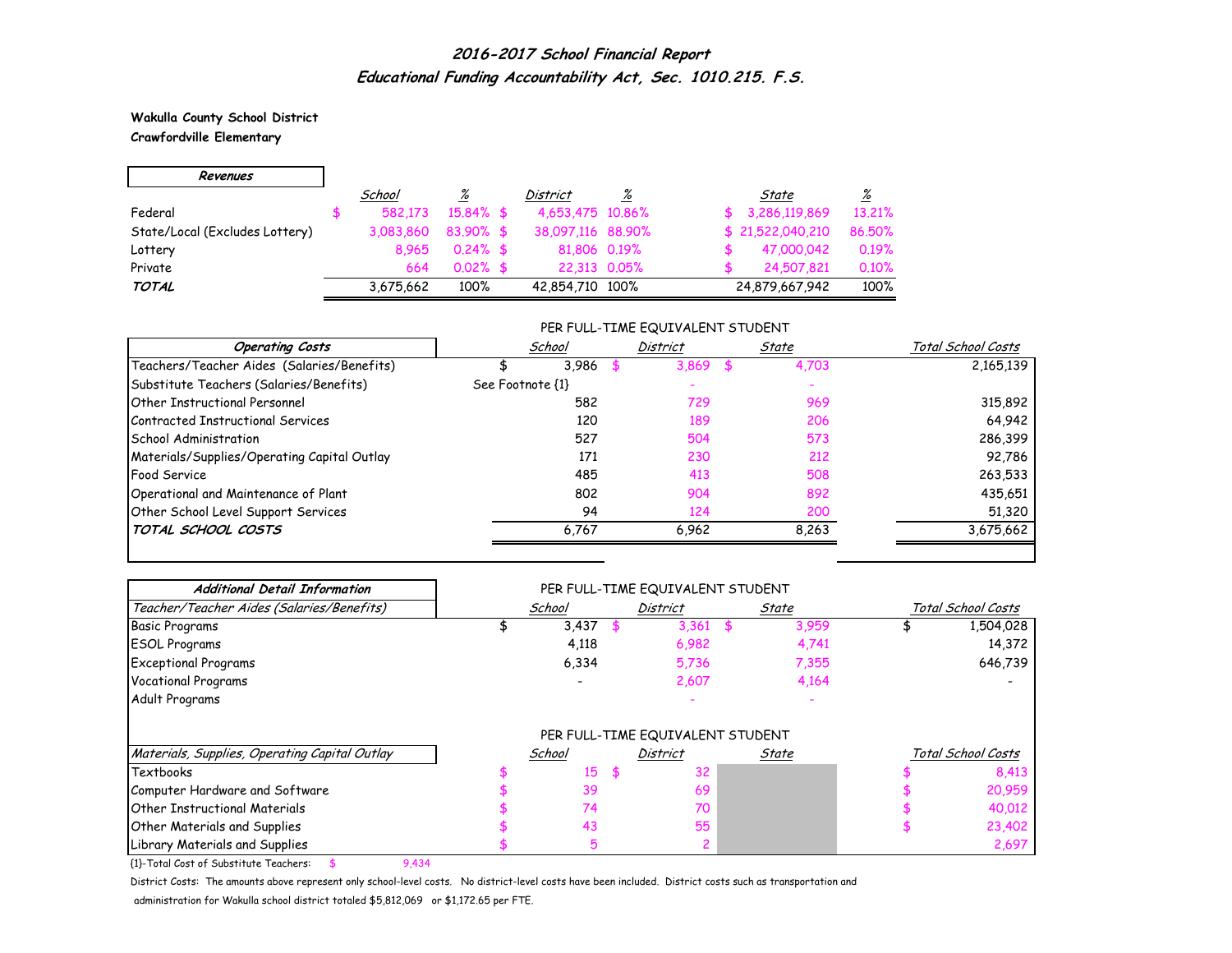## *2016-2017 School Financial Report*
## *Educational Funding Accountability Act, Sec. 1010.215. F.S.*

**Wakulla County School District**
**Crawfordville Elementary**

| *Revenues* | *School* | *%* | *District* | *%* | *State* | *%* |
|---|---|---|---|---|---|---|
| Federal | $ 582,173 | 15.84% | $ 4,653,475 | 10.86% | $ 3,286,119,869 | 13.21% |
| State/Local (Excludes Lottery) | 3,083,860 | 83.90% | $ 38,097,116 | 88.90% | $ 21,522,040,210 | 86.50% |
| Lottery | 8,965 | 0.24% | $ 81,806 | 0.19% | $ 47,000,042 | 0.19% |
| Private | 664 | 0.02% | $ 22,313 | 0.05% | $ 24,507,821 | 0.10% |
| ***TOTAL*** | 3,675,662 | 100% | 42,854,710 | 100% | 24,879,667,942 | 100% |

PER FULL-TIME EQUIVALENT STUDENT

| *Operating Costs* | *School* | *District* | *State* | *Total School Costs* |
|---|---|---|---|---|
| Teachers/Teacher Aides (Salaries/Benefits) | $ 3,986 | $ 3,869 | $ 4,703 | 2,165,139 |
| Substitute Teachers (Salaries/Benefits) | See Footnote {1} | - | - | |
| Other Instructional Personnel | 582 | 729 | 969 | 315,892 |
| Contracted Instructional Services | 120 | 189 | 206 | 64,942 |
| School Administration | 527 | 504 | 573 | 286,399 |
| Materials/Supplies/Operating Capital Outlay | 171 | 230 | 212 | 92,786 |
| Food Service | 485 | 413 | 508 | 263,533 |
| Operational and Maintenance of Plant | 802 | 904 | 892 | 435,651 |
| Other School Level Support Services | 94 | 124 | 200 | 51,320 |
| ***TOTAL SCHOOL COSTS*** | 6,767 | 6,962 | 8,263 | 3,675,662 |

*Additional Detail Information*

PER FULL-TIME EQUIVALENT STUDENT

| *Teacher/Teacher Aides (Salaries/Benefits)* | *School* | *District* | *State* | *Total School Costs* |
|---|---|---|---|---|
| Basic Programs | $ 3,437 | $ 3,361 | $ 3,959 | $ 1,504,028 |
| ESOL Programs | 4,118 | 6,982 | 4,741 | 14,372 |
| Exceptional Programs | 6,334 | 5,736 | 7,355 | 646,739 |
| Vocational Programs | - | 2,607 | 4,164 | - |
| Adult Programs | | - | - | |

PER FULL-TIME EQUIVALENT STUDENT

| *Materials, Supplies, Operating Capital Outlay* | *School* | *District* | *State* | *Total School Costs* |
|---|---|---|---|---|
| Textbooks | $ 15 | $ 32 | | $ 8,413 |
| Computer Hardware and Software | $ 39 | 69 | | $ 20,959 |
| Other Instructional Materials | $ 74 | 70 | | $ 40,012 |
| Other Materials and Supplies | $ 43 | 55 | | $ 23,402 |
| Library Materials and Supplies | $ 5 | 2 | | $ 2,697 |

{1}-Total Cost of Substitute Teachers: $ 9,434

District Costs: The amounts above represent only school-level costs. No district-level costs have been included. District costs such as transportation and administration for Wakulla school district totaled $5,812,069 or $1,172.65 per FTE.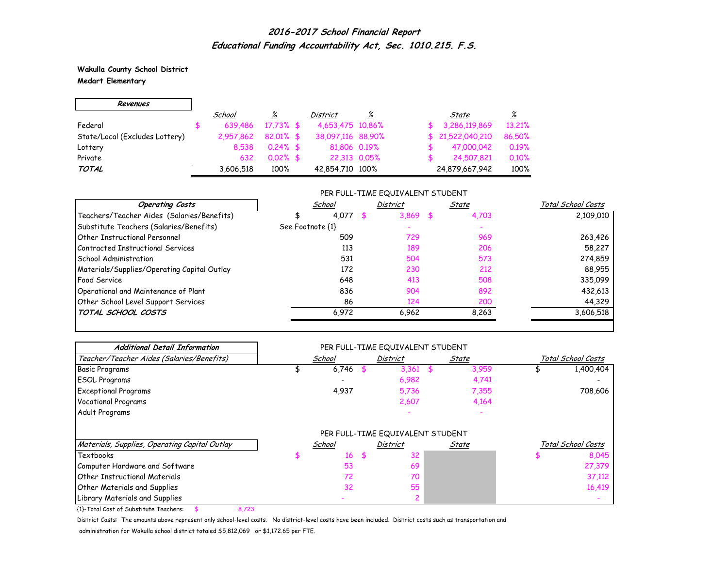# *2016-2017 School Financial Report*
## *Educational Funding Accountability Act, Sec. 1010.215. F.S.*

**Wakulla County School District**
**Medart Elementary**

| *Revenues* | *School* | *%* | *District* | *%* | *State* | *%* |
|---|---|---|---|---|---|---|
| Federal | $ 639,486 | 17.73% | $ 4,653,475 | 10.86% | $ 3,286,119,869 | 13.21% |
| State/Local (Excludes Lottery) | 2,957,862 | 82.01% | $ 38,097,116 | 88.90% | $ 21,522,040,210 | 86.50% |
| Lottery | 8,538 | 0.24% | $ 81,806 | 0.19% | $ 47,000,042 | 0.19% |
| Private | 632 | 0.02% | $ 22,313 | 0.05% | $ 24,507,821 | 0.10% |
| ***TOTAL*** | 3,606,518 | 100% | 42,854,710 | 100% | 24,879,667,942 | 100% |

| *Operating Costs* | *School* (Per Full-Time Equivalent Student) | *District* (Per Full-Time Equivalent Student) | *State* (Per Full-Time Equivalent Student) | *Total School Costs* |
|---|---|---|---|---|
| Teachers/Teacher Aides (Salaries/Benefits) | $ 4,077 | $ 3,869 | $ 4,703 | 2,109,010 |
| Substitute Teachers (Salaries/Benefits) | See Footnote {1} | - | - | |
| Other Instructional Personnel | 509 | 729 | 969 | 263,426 |
| Contracted Instructional Services | 113 | 189 | 206 | 58,227 |
| School Administration | 531 | 504 | 573 | 274,859 |
| Materials/Supplies/Operating Capital Outlay | 172 | 230 | 212 | 88,955 |
| Food Service | 648 | 413 | 508 | 335,099 |
| Operational and Maintenance of Plant | 836 | 904 | 892 | 432,613 |
| Other School Level Support Services | 86 | 124 | 200 | 44,329 |
| ***TOTAL SCHOOL COSTS*** | 6,972 | 6,962 | 8,263 | 3,606,518 |

| *Additional Detail Information* | | | | |
|---|---|---|---|---|
| *Teacher/Teacher Aides (Salaries/Benefits)* | *School* (Per Full-Time Equivalent Student) | *District* (Per Full-Time Equivalent Student) | *State* (Per Full-Time Equivalent Student) | *Total School Costs* |
| Basic Programs | $ 6,746 | $ 3,361 | $ 3,959 | $ 1,400,404 |
| ESOL Programs | - | 6,982 | 4,741 | - |
| Exceptional Programs | 4,937 | 5,736 | 7,355 | 708,606 |
| Vocational Programs | | 2,607 | 4,164 | |
| Adult Programs | | - | - | |

| *Materials, Supplies, Operating Capital Outlay* | *School* (Per Full-Time Equivalent Student) | *District* (Per Full-Time Equivalent Student) | *State* (Per Full-Time Equivalent Student) | *Total School Costs* |
|---|---|---|---|---|
| Textbooks | $ 16 | $ 32 | | $ 8,045 |
| Computer Hardware and Software | 53 | 69 | | 27,379 |
| Other Instructional Materials | 72 | 70 | | 37,112 |
| Other Materials and Supplies | 32 | 55 | | 16,419 |
| Library Materials and Supplies | - | 2 | | - |

{1}-Total Cost of Substitute Teachers: $ 8,723

District Costs: The amounts above represent only school-level costs. No district-level costs have been included. District costs such as transportation and administration for Wakulla school district totaled $5,812,069 or $1,172.65 per FTE.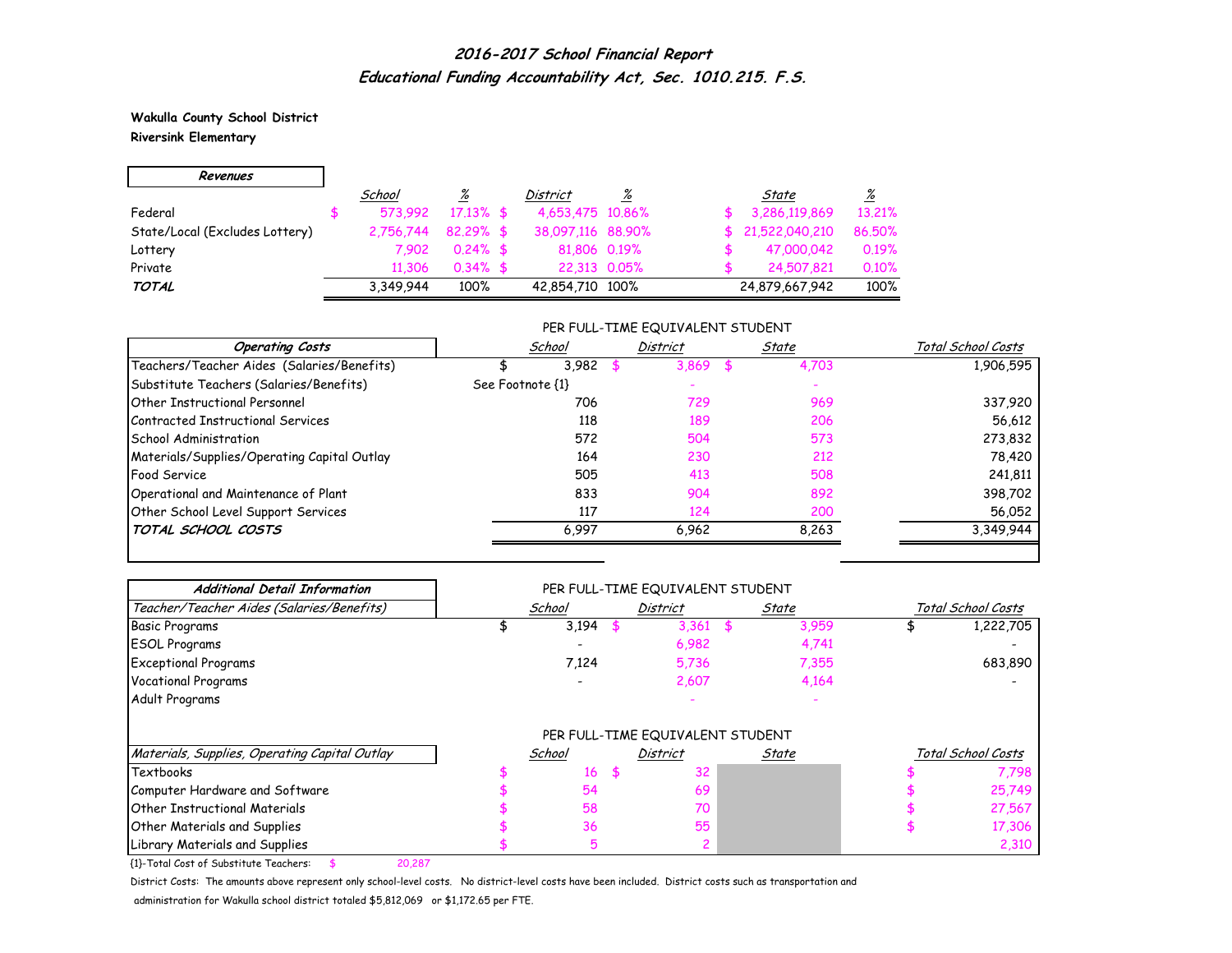# 2016-2017 School Financial Report

## Educational Funding Accountability Act, Sec. 1010.215. F.S.

**Wakulla County School District**
**Riversink Elementary**

| Revenues | School | % | District | % | State | % |
|---|---|---|---|---|---|---|
| Federal | $ 573,992 | 17.13% | $ 4,653,475 | 10.86% | $ 3,286,119,869 | 13.21% |
| State/Local (Excludes Lottery) | 2,756,744 | 82.29% | $ 38,097,116 | 88.90% | $ 21,522,040,210 | 86.50% |
| Lottery | 7,902 | 0.24% | $ 81,806 | 0.19% | $ 47,000,042 | 0.19% |
| Private | 11,306 | 0.34% | $ 22,313 | 0.05% | $ 24,507,821 | 0.10% |
| ***TOTAL*** | 3,349,944 | 100% | 42,854,710 | 100% | 24,879,667,942 | 100% |

| Operating Costs | PER FULL-TIME EQUIVALENT STUDENT School | District | State | Total School Costs |
|---|---|---|---|---|
| Teachers/Teacher Aides (Salaries/Benefits) | $ 3,982 | $ 3,869 | $ 4,703 | 1,906,595 |
| Substitute Teachers (Salaries/Benefits) | See Footnote {1} | - | - | |
| Other Instructional Personnel | 706 | 729 | 969 | 337,920 |
| Contracted Instructional Services | 118 | 189 | 206 | 56,612 |
| School Administration | 572 | 504 | 573 | 273,832 |
| Materials/Supplies/Operating Capital Outlay | 164 | 230 | 212 | 78,420 |
| Food Service | 505 | 413 | 508 | 241,811 |
| Operational and Maintenance of Plant | 833 | 904 | 892 | 398,702 |
| Other School Level Support Services | 117 | 124 | 200 | 56,052 |
| ***TOTAL SCHOOL COSTS*** | 6,997 | 6,962 | 8,263 | 3,349,944 |

| *Additional Detail Information* | PER FULL-TIME EQUIVALENT STUDENT | | | |
|---|---|---|---|---|
| *Teacher/Teacher Aides (Salaries/Benefits)* | *School* | *District* | *State* | *Total School Costs* |
| Basic Programs | $ 3,194 | $ 3,361 | $ 3,959 | $ 1,222,705 |
| ESOL Programs | - | 6,982 | 4,741 | - |
| Exceptional Programs | 7,124 | 5,736 | 7,355 | 683,890 |
| Vocational Programs | - | 2,607 | 4,164 | - |
| Adult Programs | | - | - | |

| *Materials, Supplies, Operating Capital Outlay* | PER FULL-TIME EQUIVALENT STUDENT School | District | State | Total School Costs |
|---|---|---|---|---|
| Textbooks | $ 16 | $ 32 | | $ 7,798 |
| Computer Hardware and Software | $ 54 | 69 | | $ 25,749 |
| Other Instructional Materials | $ 58 | 70 | | $ 27,567 |
| Other Materials and Supplies | $ 36 | 55 | | $ 17,306 |
| Library Materials and Supplies | $ 5 | 2 | | 2,310 |

{1}-Total Cost of Substitute Teachers: $ 20,287

District Costs: The amounts above represent only school-level costs. No district-level costs have been included. District costs such as transportation and administration for Wakulla school district totaled $5,812,069 or $1,172.65 per FTE.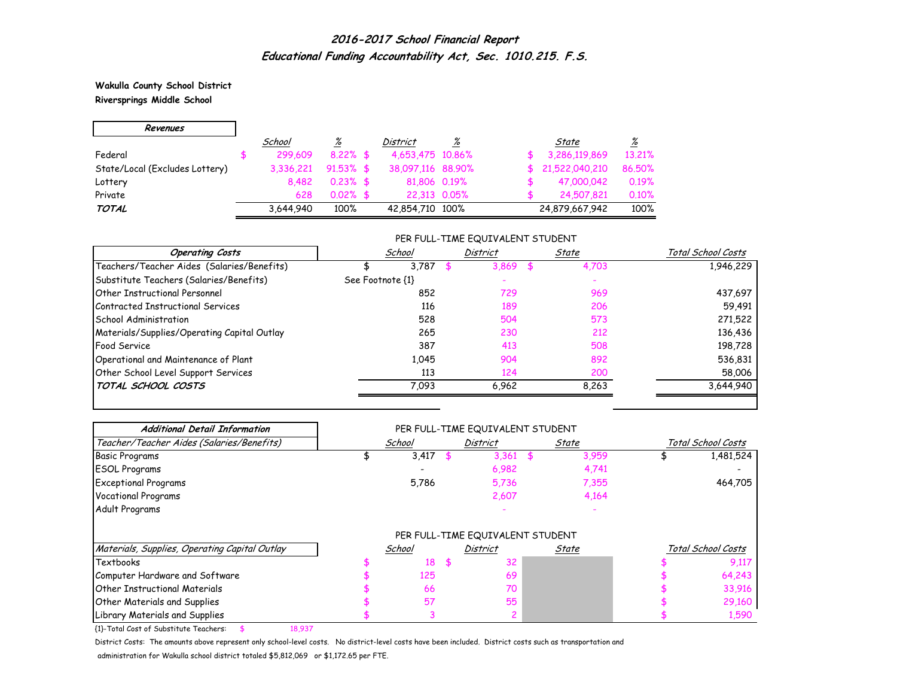# 2016-2017 School Financial Report

## Educational Funding Accountability Act, Sec. 1010.215. F.S.

**Wakulla County School District**
**Riversprings Middle School**

| *Revenues* | School | % | District | % | State | % |
|---|---|---|---|---|---|---|
| Federal | $ 299,609 | 8.22% | $ 4,653,475 | 10.86% | $ 3,286,119,869 | 13.21% |
| State/Local (Excludes Lottery) | 3,336,221 | 91.53% | $ 38,097,116 | 88.90% | $ 21,522,040,210 | 86.50% |
| Lottery | 8,482 | 0.23% | $ 81,806 | 0.19% | $ 47,000,042 | 0.19% |
| Private | 628 | 0.02% | $ 22,313 | 0.05% | $ 24,507,821 | 0.10% |
| ***TOTAL*** | 3,644,940 | 100% | 42,854,710 | 100% | 24,879,667,942 | 100% |

PER FULL-TIME EQUIVALENT STUDENT

| *Operating Costs* | School | District | State | Total School Costs |
|---|---|---|---|---|
| Teachers/Teacher Aides (Salaries/Benefits) | $ 3,787 | $ 3,869 | $ 4,703 | 1,946,229 |
| Substitute Teachers (Salaries/Benefits) | See Footnote {1} | - | - | |
| Other Instructional Personnel | 852 | 729 | 969 | 437,697 |
| Contracted Instructional Services | 116 | 189 | 206 | 59,491 |
| School Administration | 528 | 504 | 573 | 271,522 |
| Materials/Supplies/Operating Capital Outlay | 265 | 230 | 212 | 136,436 |
| Food Service | 387 | 413 | 508 | 198,728 |
| Operational and Maintenance of Plant | 1,045 | 904 | 892 | 536,831 |
| Other School Level Support Services | 113 | 124 | 200 | 58,006 |
| ***TOTAL SCHOOL COSTS*** | 7,093 | 6,962 | 8,263 | 3,644,940 |

PER FULL-TIME EQUIVALENT STUDENT

| *Additional Detail Information* | | | | |
|---|---|---|---|---|
| *Teacher/Teacher Aides (Salaries/Benefits)* | School | District | State | Total School Costs |
| Basic Programs | $ 3,417 | $ 3,361 | $ 3,959 | $ 1,481,524 |
| ESOL Programs | - | 6,982 | 4,741 | - |
| Exceptional Programs | 5,786 | 5,736 | 7,355 | 464,705 |
| Vocational Programs | | 2,607 | 4,164 | |
| Adult Programs | | - | - | |

PER FULL-TIME EQUIVALENT STUDENT

| *Materials, Supplies, Operating Capital Outlay* | School | District | State | Total School Costs |
|---|---|---|---|---|
| Textbooks | $ 18 | $ 32 | | $ 9,117 |
| Computer Hardware and Software | $ 125 | 69 | | $ 64,243 |
| Other Instructional Materials | $ 66 | 70 | | $ 33,916 |
| Other Materials and Supplies | $ 57 | 55 | | $ 29,160 |
| Library Materials and Supplies | $ 3 | 2 | | $ 1,590 |

{1}-Total Cost of Substitute Teachers: $ 18,937

District Costs: The amounts above represent only school-level costs. No district-level costs have been included. District costs such as transportation and administration for Wakulla school district totaled $5,812,069 or $1,172.65 per FTE.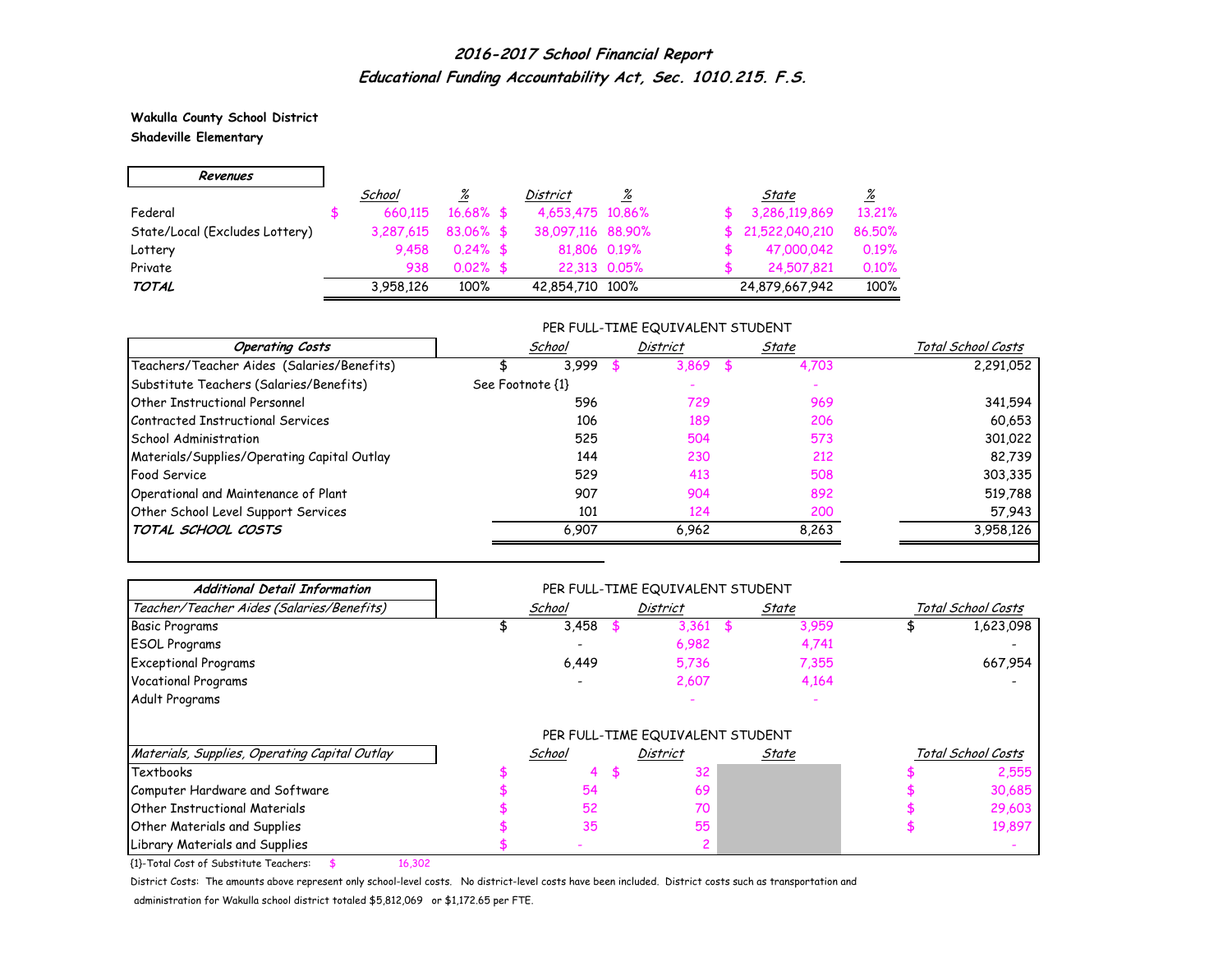# 2016-2017 School Financial Report
## Educational Funding Accountability Act, Sec. 1010.215. F.S.

**Wakulla County School District**
**Shadeville Elementary**

| Revenues | School | % | District | % | State | % |
|---|---|---|---|---|---|---|
| Federal | $ 660,115 | 16.68% | $ 4,653,475 | 10.86% | $ 3,286,119,869 | 13.21% |
| State/Local (Excludes Lottery) | 3,287,615 | 83.06% | $ 38,097,116 | 88.90% | $ 21,522,040,210 | 86.50% |
| Lottery | 9,458 | 0.24% | $ 81,806 | 0.19% | $ 47,000,042 | 0.19% |
| Private | 938 | 0.02% | $ 22,313 | 0.05% | $ 24,507,821 | 0.10% |
| ***TOTAL*** | 3,958,126 | 100% | 42,854,710 | 100% | 24,879,667,942 | 100% |

| Operating Costs | School (Per FTE Student) | District (Per FTE Student) | State (Per FTE Student) | Total School Costs |
|---|---|---|---|---|
| Teachers/Teacher Aides (Salaries/Benefits) | $ 3,999 | $ 3,869 | $ 4,703 | 2,291,052 |
| Substitute Teachers (Salaries/Benefits) | See Footnote {1} | - | - | |
| Other Instructional Personnel | 596 | 729 | 969 | 341,594 |
| Contracted Instructional Services | 106 | 189 | 206 | 60,653 |
| School Administration | 525 | 504 | 573 | 301,022 |
| Materials/Supplies/Operating Capital Outlay | 144 | 230 | 212 | 82,739 |
| Food Service | 529 | 413 | 508 | 303,335 |
| Operational and Maintenance of Plant | 907 | 904 | 892 | 519,788 |
| Other School Level Support Services | 101 | 124 | 200 | 57,943 |
| ***TOTAL SCHOOL COSTS*** | 6,907 | 6,962 | 8,263 | 3,958,126 |

| *Additional Detail Information* — Teacher/Teacher Aides (Salaries/Benefits) | School (Per FTE Student) | District (Per FTE Student) | State (Per FTE Student) | Total School Costs |
|---|---|---|---|---|
| Basic Programs | $ 3,458 | $ 3,361 | $ 3,959 | $ 1,623,098 |
| ESOL Programs | - | 6,982 | 4,741 | - |
| Exceptional Programs | 6,449 | 5,736 | 7,355 | 667,954 |
| Vocational Programs | - | 2,607 | 4,164 | - |
| Adult Programs | | - | - | |

| Materials, Supplies, Operating Capital Outlay | School (Per FTE Student) | District (Per FTE Student) | State (Per FTE Student) | Total School Costs |
|---|---|---|---|---|
| Textbooks | $ 4 | $ 32 | | $ 2,555 |
| Computer Hardware and Software | $ 54 | 69 | | $ 30,685 |
| Other Instructional Materials | $ 52 | 70 | | $ 29,603 |
| Other Materials and Supplies | $ 35 | 55 | | $ 19,897 |
| Library Materials and Supplies | $ - | 2 | | - |

{1}-Total Cost of Substitute Teachers: $ 16,302

District Costs: The amounts above represent only school-level costs. No district-level costs have been included. District costs such as transportation and administration for Wakulla school district totaled $5,812,069 or $1,172.65 per FTE.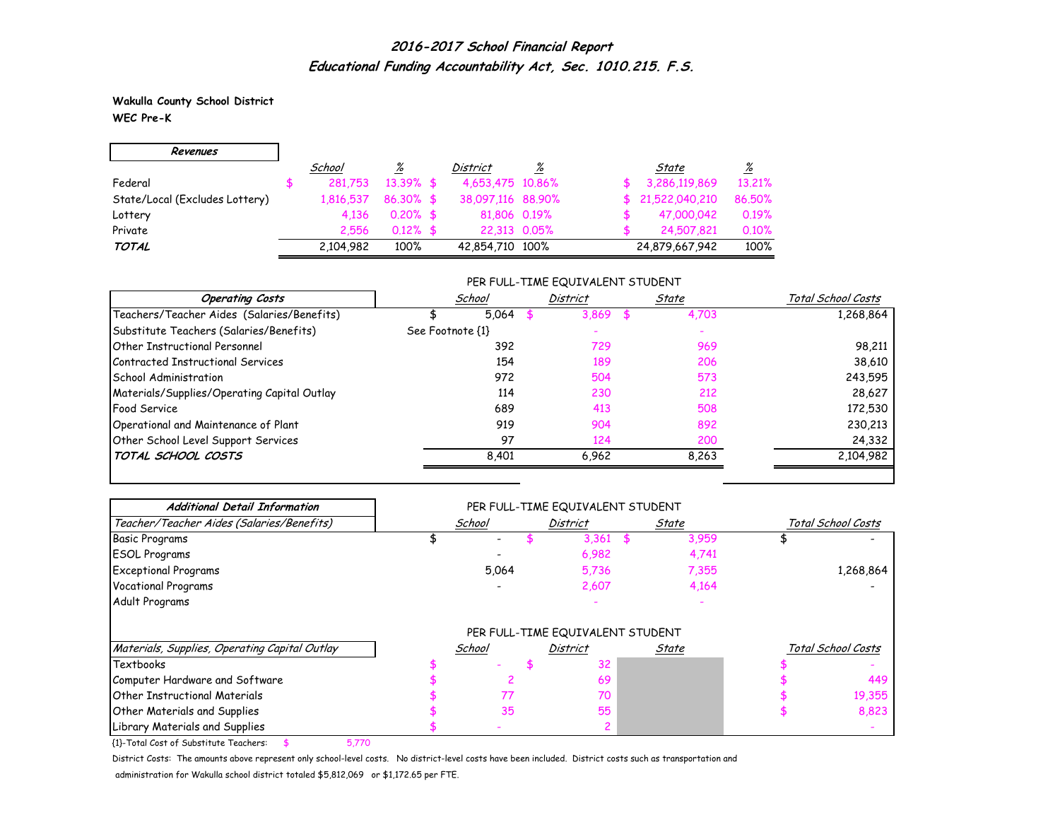## 2016-2017 School Financial Report
## Educational Funding Accountability Act, Sec. 1010.215. F.S.

**Wakulla County School District**
**WEC Pre-K**

| Revenues | School | % | District | % | State | % |
|---|---|---|---|---|---|---|
| Federal | $ 281,753 | 13.39% | $ 4,653,475 | 10.86% | $ 3,286,119,869 | 13.21% |
| State/Local (Excludes Lottery) | 1,816,537 | 86.30% | $ 38,097,116 | 88.90% | $ 21,522,040,210 | 86.50% |
| Lottery | 4,136 | 0.20% | $ 81,806 | 0.19% | $ 47,000,042 | 0.19% |
| Private | 2,556 | 0.12% | $ 22,313 | 0.05% | $ 24,507,821 | 0.10% |
| ***TOTAL*** | 2,104,982 | 100% | 42,854,710 | 100% | 24,879,667,942 | 100% |

PER FULL-TIME EQUIVALENT STUDENT

| Operating Costs | School | District | State | Total School Costs |
|---|---|---|---|---|
| Teachers/Teacher Aides (Salaries/Benefits) | $ 5,064 | $ 3,869 | $ 4,703 | 1,268,864 |
| Substitute Teachers (Salaries/Benefits) | See Footnote {1} | - | - | |
| Other Instructional Personnel | 392 | 729 | 969 | 98,211 |
| Contracted Instructional Services | 154 | 189 | 206 | 38,610 |
| School Administration | 972 | 504 | 573 | 243,595 |
| Materials/Supplies/Operating Capital Outlay | 114 | 230 | 212 | 28,627 |
| Food Service | 689 | 413 | 508 | 172,530 |
| Operational and Maintenance of Plant | 919 | 904 | 892 | 230,213 |
| Other School Level Support Services | 97 | 124 | 200 | 24,332 |
| ***TOTAL SCHOOL COSTS*** | 8,401 | 6,962 | 8,263 | 2,104,982 |

PER FULL-TIME EQUIVALENT STUDENT

| Additional Detail Information<br>Teacher/Teacher Aides (Salaries/Benefits) | School | District | State | Total School Costs |
|---|---|---|---|---|
| Basic Programs | $ - | $ 3,361 | $ 3,959 | $ - |
| ESOL Programs | - | 6,982 | 4,741 | |
| Exceptional Programs | 5,064 | 5,736 | 7,355 | 1,268,864 |
| Vocational Programs | - | 2,607 | 4,164 | - |
| Adult Programs | | - | - | |

PER FULL-TIME EQUIVALENT STUDENT

| Materials, Supplies, Operating Capital Outlay | School | District | State | Total School Costs |
|---|---|---|---|---|
| Textbooks | $ - | $ 32 | | $ - |
| Computer Hardware and Software | $ 2 | 69 | | $ 449 |
| Other Instructional Materials | $ 77 | 70 | | $ 19,355 |
| Other Materials and Supplies | $ 35 | 55 | | $ 8,823 |
| Library Materials and Supplies | $ - | 2 | | - |

{1}-Total Cost of Substitute Teachers: $ 5,770

District Costs: The amounts above represent only school-level costs. No district-level costs have been included. District costs such as transportation and administration for Wakulla school district totaled $5,812,069 or $1,172.65 per FTE.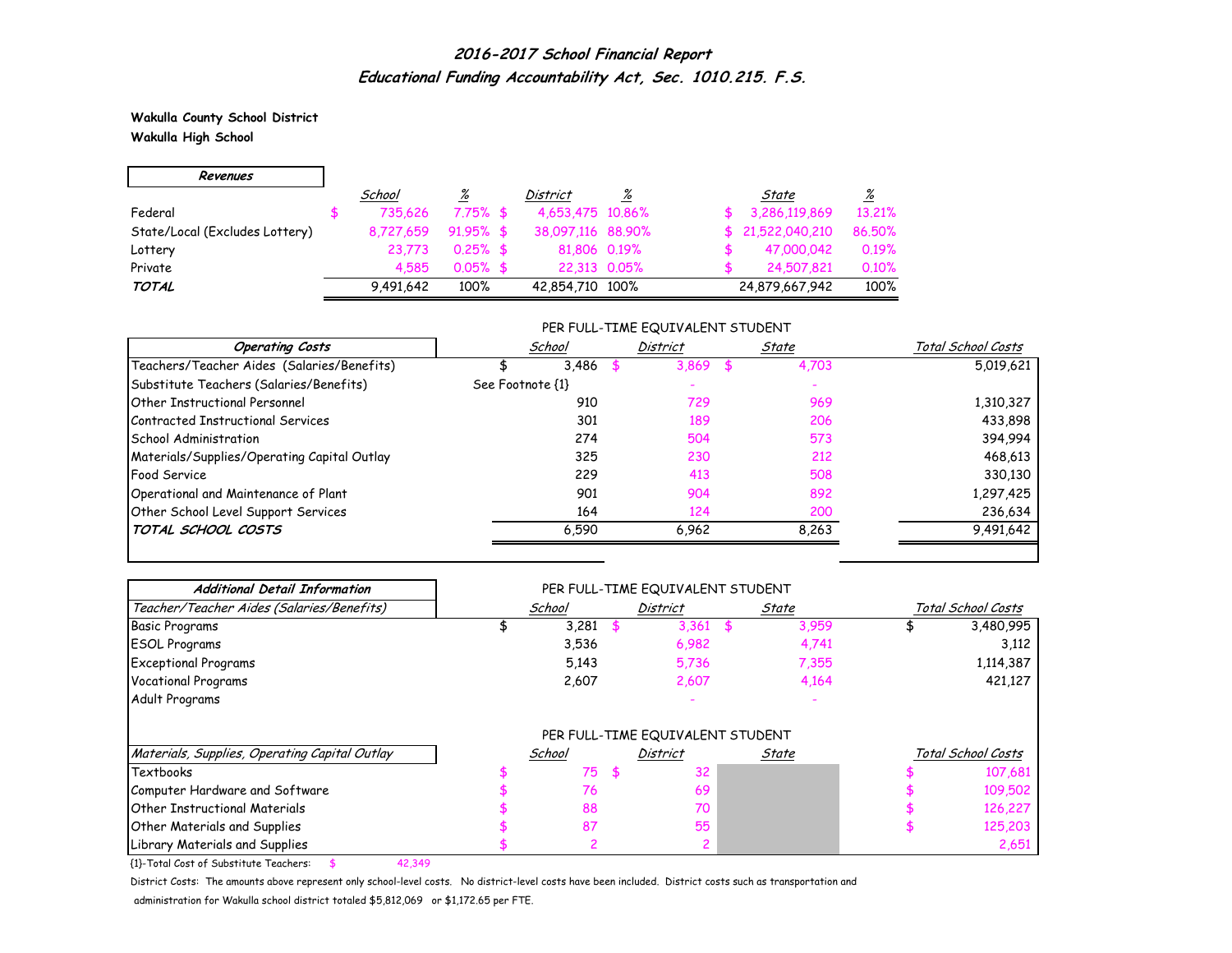## *2016-2017 School Financial Report*
## *Educational Funding Accountability Act, Sec. 1010.215. F.S.*

**Wakulla County School District**
**Wakulla High School**

| *Revenues* | *School* | *%* | *District* | *%* | *State* | *%* |
|---|---|---|---|---|---|---|
| Federal | $ 735,626 | 7.75% | $ 4,653,475 | 10.86% | $ 3,286,119,869 | 13.21% |
| State/Local (Excludes Lottery) | 8,727,659 | 91.95% | $ 38,097,116 | 88.90% | $ 21,522,040,210 | 86.50% |
| Lottery | 23,773 | 0.25% | $ 81,806 | 0.19% | $ 47,000,042 | 0.19% |
| Private | 4,585 | 0.05% | $ 22,313 | 0.05% | $ 24,507,821 | 0.10% |
| ***TOTAL*** | 9,491,642 | 100% | 42,854,710 | 100% | 24,879,667,942 | 100% |

PER FULL-TIME EQUIVALENT STUDENT

| *Operating Costs* | *School* | *District* | *State* | *Total School Costs* |
|---|---|---|---|---|
| Teachers/Teacher Aides (Salaries/Benefits) | $ 3,486 | $ 3,869 | $ 4,703 | 5,019,621 |
| Substitute Teachers (Salaries/Benefits) | See Footnote {1} | - | - | |
| Other Instructional Personnel | 910 | 729 | 969 | 1,310,327 |
| Contracted Instructional Services | 301 | 189 | 206 | 433,898 |
| School Administration | 274 | 504 | 573 | 394,994 |
| Materials/Supplies/Operating Capital Outlay | 325 | 230 | 212 | 468,613 |
| Food Service | 229 | 413 | 508 | 330,130 |
| Operational and Maintenance of Plant | 901 | 904 | 892 | 1,297,425 |
| Other School Level Support Services | 164 | 124 | 200 | 236,634 |
| ***TOTAL SCHOOL COSTS*** | 6,590 | 6,962 | 8,263 | 9,491,642 |

***Additional Detail Information***

PER FULL-TIME EQUIVALENT STUDENT

| *Teacher/Teacher Aides (Salaries/Benefits)* | *School* | *District* | *State* | *Total School Costs* |
|---|---|---|---|---|
| Basic Programs | $ 3,281 | $ 3,361 | $ 3,959 | $ 3,480,995 |
| ESOL Programs | 3,536 | 6,982 | 4,741 | 3,112 |
| Exceptional Programs | 5,143 | 5,736 | 7,355 | 1,114,387 |
| Vocational Programs | 2,607 | 2,607 | 4,164 | 421,127 |
| Adult Programs | | - | - | |

PER FULL-TIME EQUIVALENT STUDENT

| *Materials, Supplies, Operating Capital Outlay* | *School* | *District* | *State* | *Total School Costs* |
|---|---|---|---|---|
| Textbooks | $ 75 | $ 32 | | $ 107,681 |
| Computer Hardware and Software | $ 76 | 69 | | $ 109,502 |
| Other Instructional Materials | $ 88 | 70 | | $ 126,227 |
| Other Materials and Supplies | $ 87 | 55 | | $ 125,203 |
| Library Materials and Supplies | $ 2 | 2 | | 2,651 |

{1}-Total Cost of Substitute Teachers: $ 42,349

District Costs: The amounts above represent only school-level costs. No district-level costs have been included. District costs such as transportation and administration for Wakulla school district totaled $5,812,069 or $1,172.65 per FTE.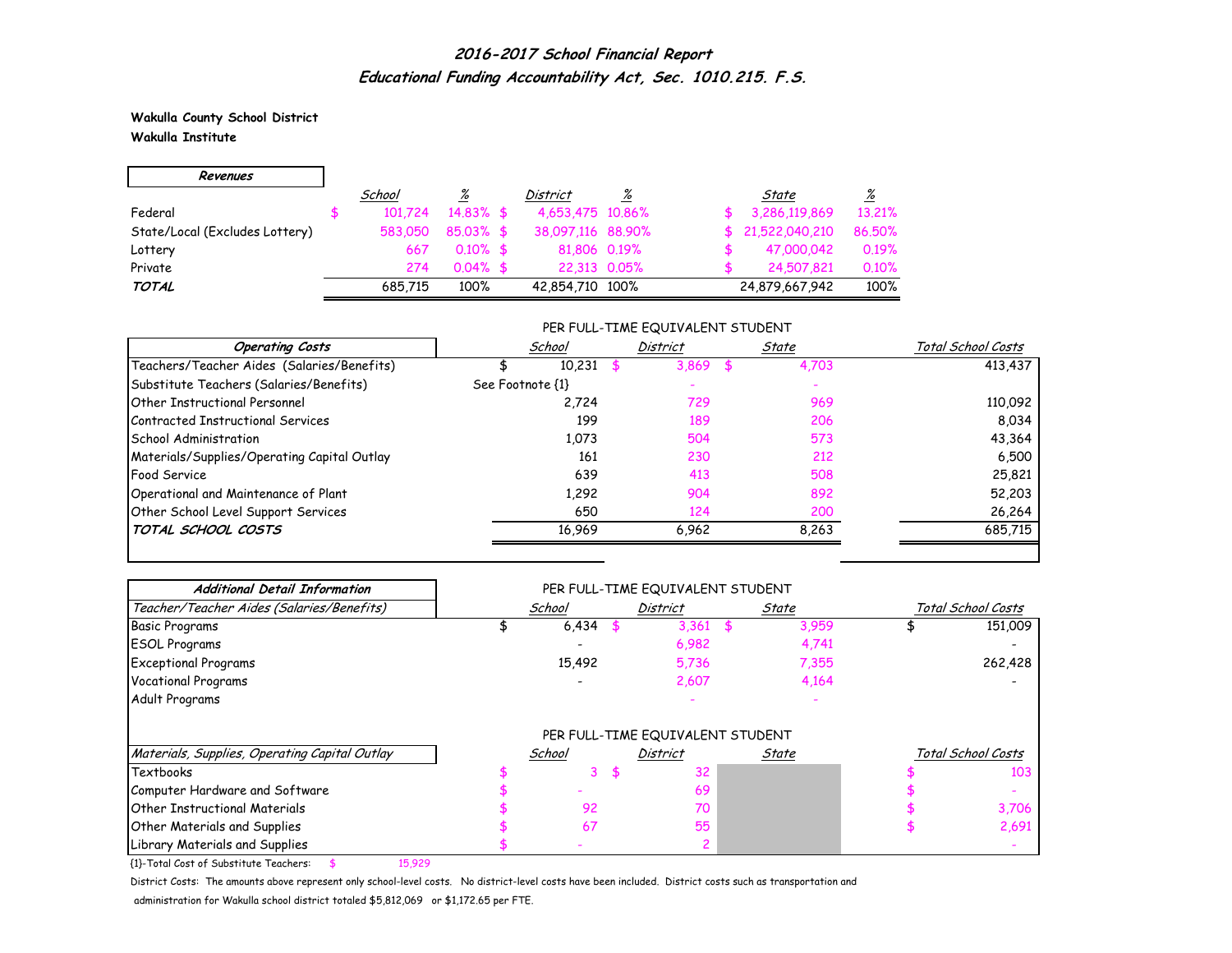## *2016-2017 School Financial Report*
### *Educational Funding Accountability Act, Sec. 1010.215. F.S.*

**Wakulla County School District**
**Wakulla Institute**

| *Revenues* | *School* | *%* | *District* | *%* | *State* | *%* |
|---|---|---|---|---|---|---|
| Federal | $ 101,724 | 14.83% | $ 4,653,475 | 10.86% | $ 3,286,119,869 | 13.21% |
| State/Local (Excludes Lottery) | 583,050 | 85.03% | $ 38,097,116 | 88.90% | $ 21,522,040,210 | 86.50% |
| Lottery | 667 | 0.10% | $ 81,806 | 0.19% | $ 47,000,042 | 0.19% |
| Private | 274 | 0.04% | $ 22,313 | 0.05% | $ 24,507,821 | 0.10% |
| ***TOTAL*** | 685,715 | 100% | 42,854,710 | 100% | 24,879,667,942 | 100% |

| *Operating Costs* | PER FULL-TIME EQUIVALENT STUDENT *School* | *District* | *State* | *Total School Costs* |
|---|---|---|---|---|
| Teachers/Teacher Aides (Salaries/Benefits) | $ 10,231 | $ 3,869 | $ 4,703 | 413,437 |
| Substitute Teachers (Salaries/Benefits) | See Footnote {1} | - | - | |
| Other Instructional Personnel | 2,724 | 729 | 969 | 110,092 |
| Contracted Instructional Services | 199 | 189 | 206 | 8,034 |
| School Administration | 1,073 | 504 | 573 | 43,364 |
| Materials/Supplies/Operating Capital Outlay | 161 | 230 | 212 | 6,500 |
| Food Service | 639 | 413 | 508 | 25,821 |
| Operational and Maintenance of Plant | 1,292 | 904 | 892 | 52,203 |
| Other School Level Support Services | 650 | 124 | 200 | 26,264 |
| ***TOTAL SCHOOL COSTS*** | 16,969 | 6,962 | 8,263 | 685,715 |

| *Additional Detail Information* | PER FULL-TIME EQUIVALENT STUDENT | | | |
|---|---|---|---|---|
| *Teacher/Teacher Aides (Salaries/Benefits)* | *School* | *District* | *State* | *Total School Costs* |
| Basic Programs | $ 6,434 | $ 3,361 | $ 3,959 | $ 151,009 |
| ESOL Programs | - | 6,982 | 4,741 | - |
| Exceptional Programs | 15,492 | 5,736 | 7,355 | 262,428 |
| Vocational Programs | - | 2,607 | 4,164 | - |
| Adult Programs | | - | - | |

| | PER FULL-TIME EQUIVALENT STUDENT | | | |
|---|---|---|---|---|
| *Materials, Supplies, Operating Capital Outlay* | *School* | *District* | *State* | *Total School Costs* |
| Textbooks | $ 3 | $ 32 | | $ 103 |
| Computer Hardware and Software | $ - | 69 | | $ - |
| Other Instructional Materials | $ 92 | 70 | | $ 3,706 |
| Other Materials and Supplies | $ 67 | 55 | | $ 2,691 |
| Library Materials and Supplies | $ - | 2 | | - |

{1}-Total Cost of Substitute Teachers: $ 15,929

District Costs: The amounts above represent only school-level costs. No district-level costs have been included. District costs such as transportation and administration for Wakulla school district totaled $5,812,069 or $1,172.65 per FTE.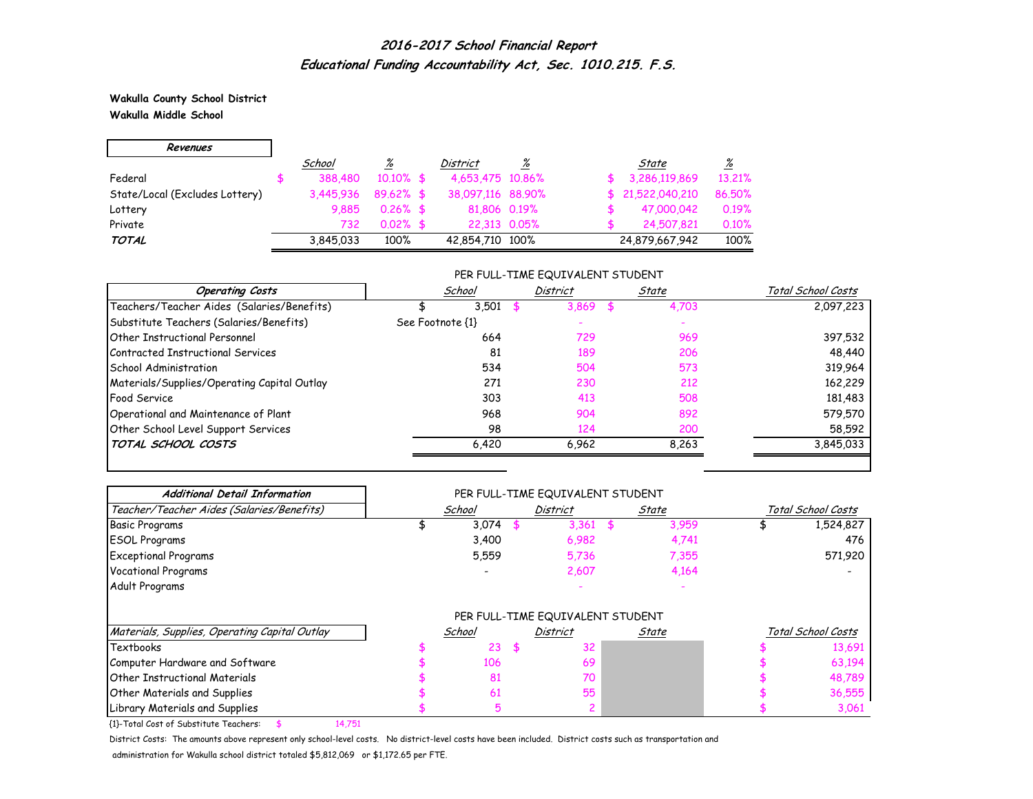## 2016-2017 School Financial Report
## Educational Funding Accountability Act, Sec. 1010.215. F.S.

**Wakulla County School District**
**Wakulla Middle School**

| *Revenues* | *School* | *%* | *District* | *%* | *State* | *%* |
|---|---|---|---|---|---|---|
| Federal | $ 388,480 | 10.10% | $ 4,653,475 | 10.86% | $ 3,286,119,869 | 13.21% |
| State/Local (Excludes Lottery) | 3,445,936 | 89.62% | $ 38,097,116 | 88.90% | $ 21,522,040,210 | 86.50% |
| Lottery | 9,885 | 0.26% | $ 81,806 | 0.19% | $ 47,000,042 | 0.19% |
| Private | 732 | 0.02% | $ 22,313 | 0.05% | $ 24,507,821 | 0.10% |
| ***TOTAL*** | 3,845,033 | 100% | 42,854,710 | 100% | 24,879,667,942 | 100% |

| | PER FULL-TIME EQUIVALENT STUDENT | | | |
|---|---|---|---|---|
| *Operating Costs* | *School* | *District* | *State* | *Total School Costs* |
| Teachers/Teacher Aides (Salaries/Benefits) | $ 3,501 | $ 3,869 | $ 4,703 | 2,097,223 |
| Substitute Teachers (Salaries/Benefits) | See Footnote {1} | - | - | |
| Other Instructional Personnel | 664 | 729 | 969 | 397,532 |
| Contracted Instructional Services | 81 | 189 | 206 | 48,440 |
| School Administration | 534 | 504 | 573 | 319,964 |
| Materials/Supplies/Operating Capital Outlay | 271 | 230 | 212 | 162,229 |
| Food Service | 303 | 413 | 508 | 181,483 |
| Operational and Maintenance of Plant | 968 | 904 | 892 | 579,570 |
| Other School Level Support Services | 98 | 124 | 200 | 58,592 |
| ***TOTAL SCHOOL COSTS*** | 6,420 | 6,962 | 8,263 | 3,845,033 |

| *Additional Detail Information* | PER FULL-TIME EQUIVALENT STUDENT | | | |
|---|---|---|---|---|
| *Teacher/Teacher Aides (Salaries/Benefits)* | *School* | *District* | *State* | *Total School Costs* |
| Basic Programs | $ 3,074 | $ 3,361 | $ 3,959 | $ 1,524,827 |
| ESOL Programs | 3,400 | 6,982 | 4,741 | 476 |
| Exceptional Programs | 5,559 | 5,736 | 7,355 | 571,920 |
| Vocational Programs | - | 2,607 | 4,164 | - |
| Adult Programs | | - | - | |

| | PER FULL-TIME EQUIVALENT STUDENT | | | |
|---|---|---|---|---|
| *Materials, Supplies, Operating Capital Outlay* | *School* | *District* | *State* | *Total School Costs* |
| Textbooks | $ 23 | $ 32 | | $ 13,691 |
| Computer Hardware and Software | $ 106 | 69 | | $ 63,194 |
| Other Instructional Materials | $ 81 | 70 | | $ 48,789 |
| Other Materials and Supplies | $ 61 | 55 | | $ 36,555 |
| Library Materials and Supplies | $ 5 | 2 | | $ 3,061 |

{1}-Total Cost of Substitute Teachers: $ 14,751

District Costs: The amounts above represent only school-level costs. No district-level costs have been included. District costs such as transportation and administration for Wakulla school district totaled $5,812,069 or $1,172.65 per FTE.